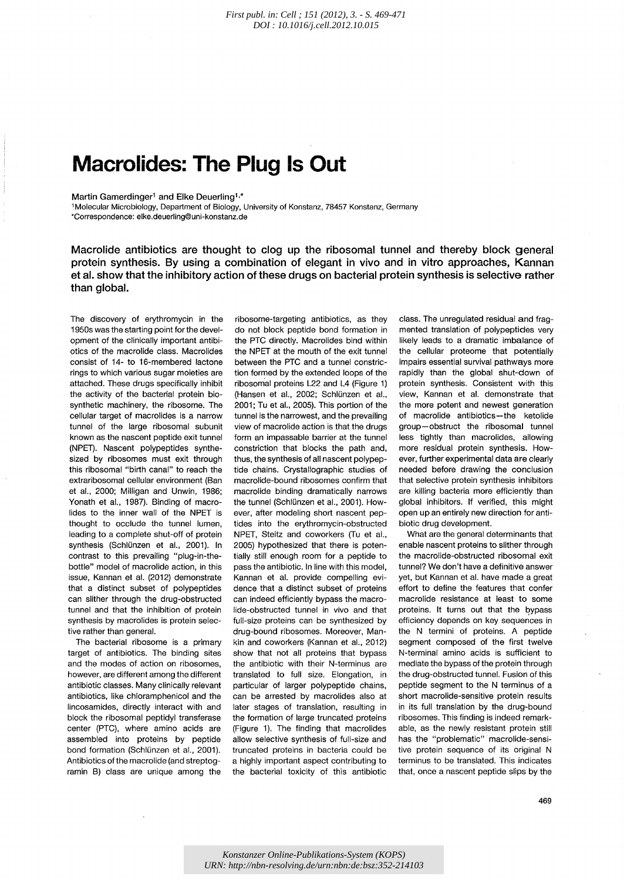# Macrolides: The Plug Is Out

Martin Gamerdinger[1] and Elke Deuerling[1,*]

[1]Molecular Microbiology, Department of Biology, University of Konstanz, 78457 Konstanz, Germany
*Correspondence: elke.deuerling@uni-konstanz.de

**Macrolide antibiotics are thought to clog up the ribosomal tunnel and thereby block general protein synthesis. By using a combination of elegant in vivo and in vitro approaches, Kannan et al. show that the inhibitory action of these drugs on bacterial protein synthesis is selective rather than global.**

The discovery of erythromycin in the 1950s was the starting point for the development of the clinically important antibiotics of the macrolide class. Macrolides consist of 14- to 16-membered lactone rings to which various sugar moieties are attached. These drugs specifically inhibit the activity of the bacterial protein biosynthetic machinery, the ribosome. The cellular target of macrolides is a narrow tunnel of the large ribosomal subunit known as the nascent peptide exit tunnel (NPET). Nascent polypeptides synthesized by ribosomes must exit through this ribosomal "birth canal" to reach the extraribosomal cellular environment (Ban et al., 2000; Milligan and Unwin, 1986; Yonath et al., 1987). Binding of macrolides to the inner wall of the NPET is thought to occlude the tunnel lumen, leading to a complete shut-off of protein synthesis (Schlünzen et al., 2001). In contrast to this prevailing "plug-in-the-bottle" model of macrolide action, in this issue, Kannan et al. (2012) demonstrate that a distinct subset of polypeptides can slither through the drug-obstructed tunnel and that the inhibition of protein synthesis by macrolides is protein selective rather than general.

The bacterial ribosome is a primary target of antibiotics. The binding sites and the modes of action on ribosomes, however, are different among the different antibiotic classes. Many clinically relevant antibiotics, like chloramphenicol and the lincosamides, directly interact with and block the ribosomal peptidyl transferase center (PTC), where amino acids are assembled into proteins by peptide bond formation (Schlünzen et al., 2001). Antibiotics of the macrolide (and streptogramin B) class are unique among the ribosome-targeting antibiotics, as they do not block peptide bond formation in the PTC directly. Macrolides bind within the NPET at the mouth of the exit tunnel between the PTC and a tunnel constriction formed by the extended loops of the ribosomal proteins L22 and L4 (Figure 1) (Hansen et al., 2002; Schlünzen et al., 2001; Tu et al., 2005). This portion of the tunnel is the narrowest, and the prevailing view of macrolide action is that the drugs form an impassable barrier at the tunnel constriction that blocks the path and, thus, the synthesis of all nascent polypeptide chains. Crystallographic studies of macrolide-bound ribosomes confirm that macrolide binding dramatically narrows the tunnel (Schlünzen et al., 2001). However, after modeling short nascent peptides into the erythromycin-obstructed NPET, Steitz and coworkers (Tu et al., 2005) hypothesized that there is potentially still enough room for a peptide to pass the antibiotic. In line with this model, Kannan et al. provide compelling evidence that a distinct subset of proteins can indeed efficiently bypass the macrolide-obstructed tunnel in vivo and that full-size proteins can be synthesized by drug-bound ribosomes. Moreover, Mankin and coworkers (Kannan et al., 2012) show that not all proteins that bypass the antibiotic with their N-terminus are translated to full size. Elongation, in particular of larger polypeptide chains, can be arrested by macrolides also at later stages of translation, resulting in the formation of large truncated proteins (Figure 1). The finding that macrolides allow selective synthesis of full-size and truncated proteins in bacteria could be a highly important aspect contributing to the bacterial toxicity of this antibiotic class. The unregulated residual and fragmented translation of polypeptides very likely leads to a dramatic imbalance of the cellular proteome that potentially impairs essential survival pathways more rapidly than the global shut-down of protein synthesis. Consistent with this view, Kannan et al. demonstrate that the more potent and newest generation of macrolide antibiotics—the ketolide group—obstruct the ribosomal tunnel less tightly than macrolides, allowing more residual protein synthesis. However, further experimental data are clearly needed before drawing the conclusion that selective protein synthesis inhibitors are killing bacteria more efficiently than global inhibitors. If verified, this might open up an entirely new direction for antibiotic drug development.

What are the general determinants that enable nascent proteins to slither through the macrolide-obstructed ribosomal exit tunnel? We don't have a definitive answer yet, but Kannan et al. have made a great effort to define the features that confer macrolide resistance at least to some proteins. It turns out that the bypass efficiency depends on key sequences in the N termini of proteins. A peptide segment composed of the first twelve N-terminal amino acids is sufficient to mediate the bypass of the protein through the drug-obstructed tunnel. Fusion of this peptide segment to the N terminus of a short macrolide-sensitive protein results in its full translation by the drug-bound ribosomes. This finding is indeed remarkable, as the newly resistant protein still has the "problematic" macrolide-sensitive protein sequence of its original N terminus to be translated. This indicates that, once a nascent peptide slips by the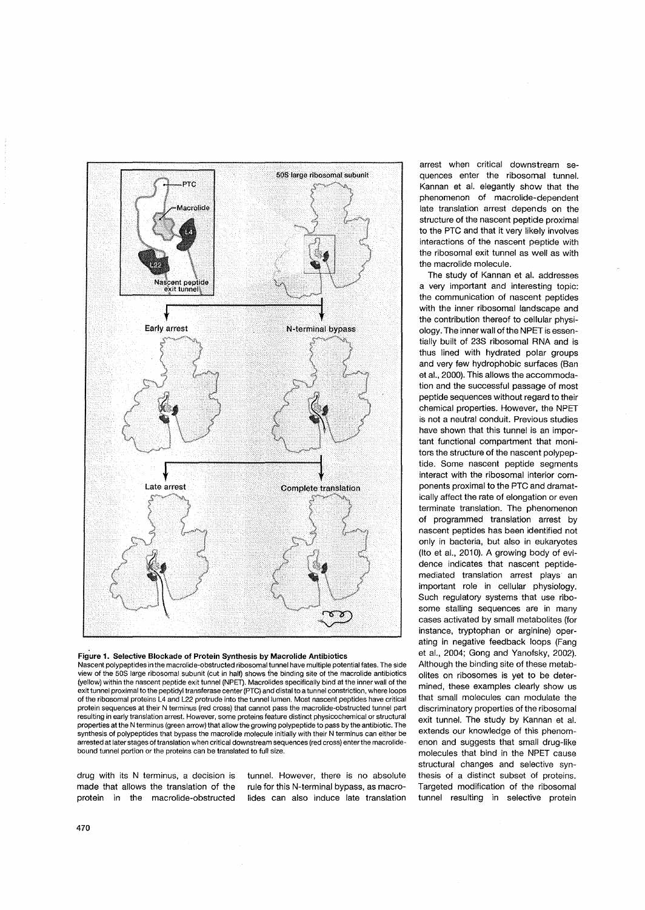50S large ribosomal subunit

PTC

Macrolide

L4

L22

Nascent peptide exit tunnel

Early arrest

N-terminal bypass

Late arrest

Complete translation

**Figure 1. Selective Blockade of Protein Synthesis by Macrolide Antibiotics**

Nascent polypeptides in the macrolide-obstructed ribosomal tunnel have multiple potential fates. The side view of the 50S large ribosomal subunit (cut in half) shows the binding site of the macrolide antibiotics (yellow) within the nascent peptide exit tunnel (NPET). Macrolides specifically bind at the inner wall of the exit tunnel proximal to the peptidyl transferase center (PTC) and distal to a tunnel constriction, where loops of the ribosomal proteins L4 and L22 protrude into the tunnel lumen. Most nascent peptides have critical protein sequences at their N terminus (red cross) that cannot pass the macrolide-obstructed tunnel part resulting in early translation arrest. However, some proteins feature distinct physicochemical or structural properties at the N terminus (green arrow) that allow the growing polypeptide to pass by the antibiotic. The synthesis of polypeptides that bypass the macrolide molecule initially with their N terminus can either be arrested at later stages of translation when critical downstream sequences (red cross) enter the macrolide-bound tunnel portion or the proteins can be translated to full size.

drug with its N terminus, a decision is made that allows the translation of the protein in the macrolide-obstructed tunnel. However, there is no absolute rule for this N-terminal bypass, as macrolides can also induce late translation arrest when critical downstream sequences enter the ribosomal tunnel. Kannan et al. elegantly show that the phenomenon of macrolide-dependent late translation arrest depends on the structure of the nascent peptide proximal to the PTC and that it very likely involves interactions of the nascent peptide with the ribosomal exit tunnel as well as with the macrolide molecule.

The study of Kannan et al. addresses a very important and interesting topic: the communication of nascent peptides with the inner ribosomal landscape and the contribution thereof to cellular physiology. The inner wall of the NPET is essentially built of 23S ribosomal RNA and is thus lined with hydrated polar groups and very few hydrophobic surfaces (Ban et al., 2000). This allows the accommodation and the successful passage of most peptide sequences without regard to their chemical properties. However, the NPET is not a neutral conduit. Previous studies have shown that this tunnel is an important functional compartment that monitors the structure of the nascent polypeptide. Some nascent peptide segments interact with the ribosomal interior components proximal to the PTC and dramatically affect the rate of elongation or even terminate translation. The phenomenon of programmed translation arrest by nascent peptides has been identified not only in bacteria, but also in eukaryotes (Ito et al., 2010). A growing body of evidence indicates that nascent peptide-mediated translation arrest plays an important role in cellular physiology. Such regulatory systems that use ribosome stalling sequences are in many cases activated by small metabolites (for instance, tryptophan or arginine) operating in negative feedback loops (Fang et al., 2004; Gong and Yanofsky, 2002). Although the binding site of these metabolites on ribosomes is yet to be determined, these examples clearly show us that small molecules can modulate the discriminatory properties of the ribosomal exit tunnel. The study by Kannan et al. extends our knowledge of this phenomenon and suggests that small drug-like molecules that bind in the NPET cause structural changes and selective synthesis of a distinct subset of proteins. Targeted modification of the ribosomal tunnel resulting in selective protein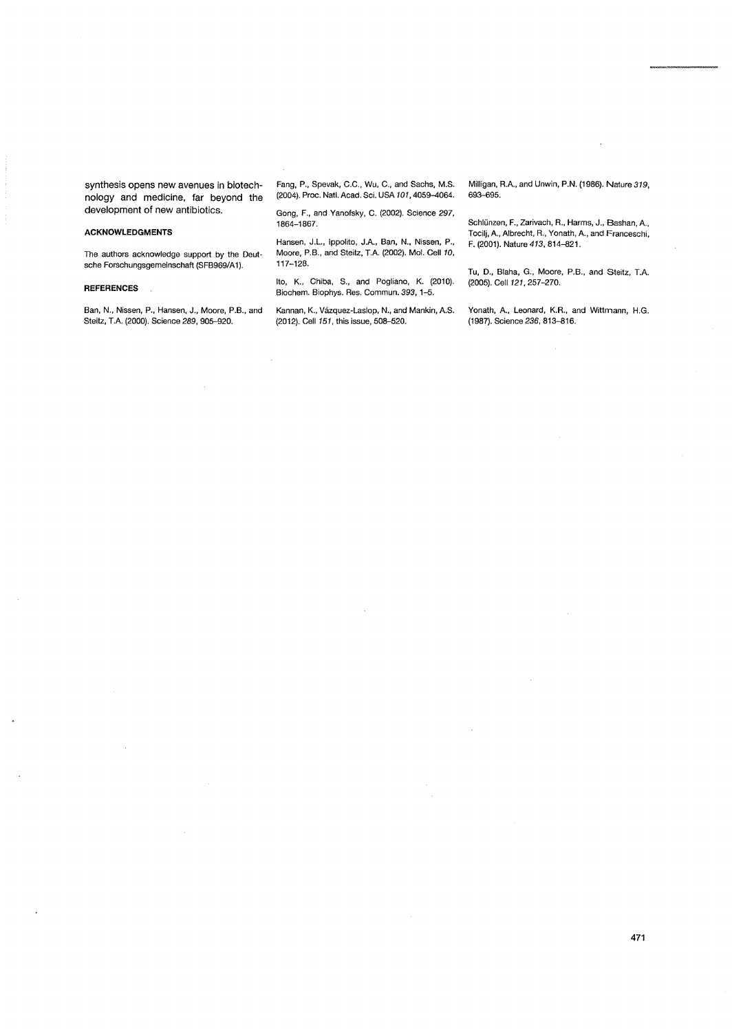synthesis opens new avenues in biotechnology and medicine, far beyond the development of new antibiotics.

### ACKNOWLEDGMENTS

The authors acknowledge support by the Deutsche Forschungsgemeinschaft (SFB969/A1).

### REFERENCES

Ban, N., Nissen, P., Hansen, J., Moore, P.B., and Steitz, T.A. (2000). Science *289*, 905–920.

Fang, P., Spevak, C.C., Wu, C., and Sachs, M.S. (2004). Proc. Natl. Acad. Sci. USA *101*, 4059–4064.

Gong, F., and Yanofsky, C. (2002). Science *297*, 1864–1867.

Hansen, J.L., Ippolito, J.A., Ban, N., Nissen, P., Moore, P.B., and Steitz, T.A. (2002). Mol. Cell *10*, 117–128.

Ito, K., Chiba, S., and Pogliano, K. (2010). Biochem. Biophys. Res. Commun. *393*, 1–5.

Kannan, K., Vázquez-Laslop, N., and Mankin, A.S. (2012). Cell *151*, this issue, 508–520.

Milligan, R.A., and Unwin, P.N. (1986). Nature *319*, 693–695.

Schlünzen, F., Zarivach, R., Harms, J., Bashan, A., Tocilj, A., Albrecht, R., Yonath, A., and Franceschi, F. (2001). Nature *413*, 814–821.

Tu, D., Blaha, G., Moore, P.B., and Steitz, T.A. (2005). Cell *121*, 257–270.

Yonath, A., Leonard, K.R., and Wittmann, H.G. (1987). Science *236*, 813–816.